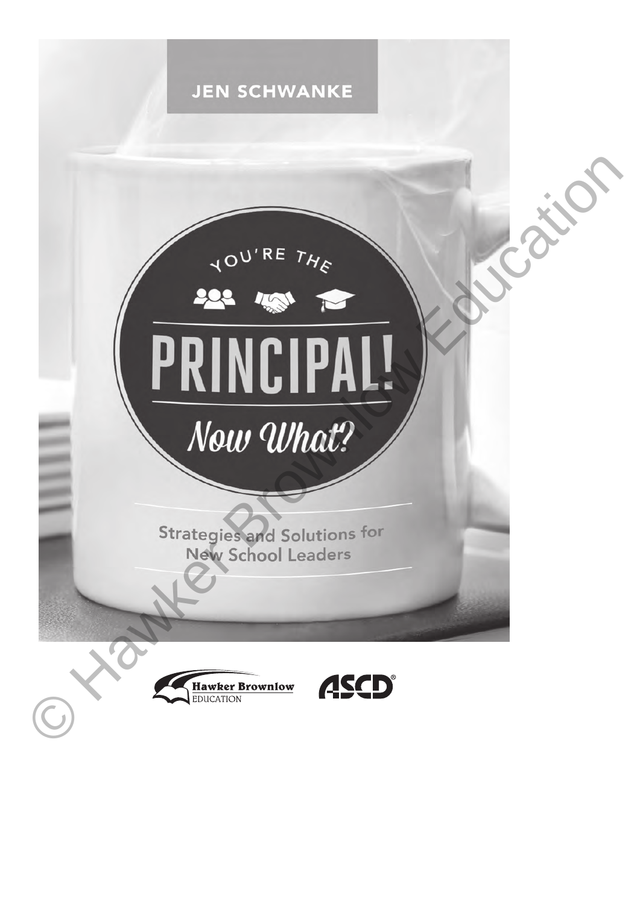JEN SCHWANKE

# YOU'RE THE PRINCIPAL! *Now What?*

Strategies and Solutions for New School Leaders

Hawker Brownlow EDUCATION

ASCD®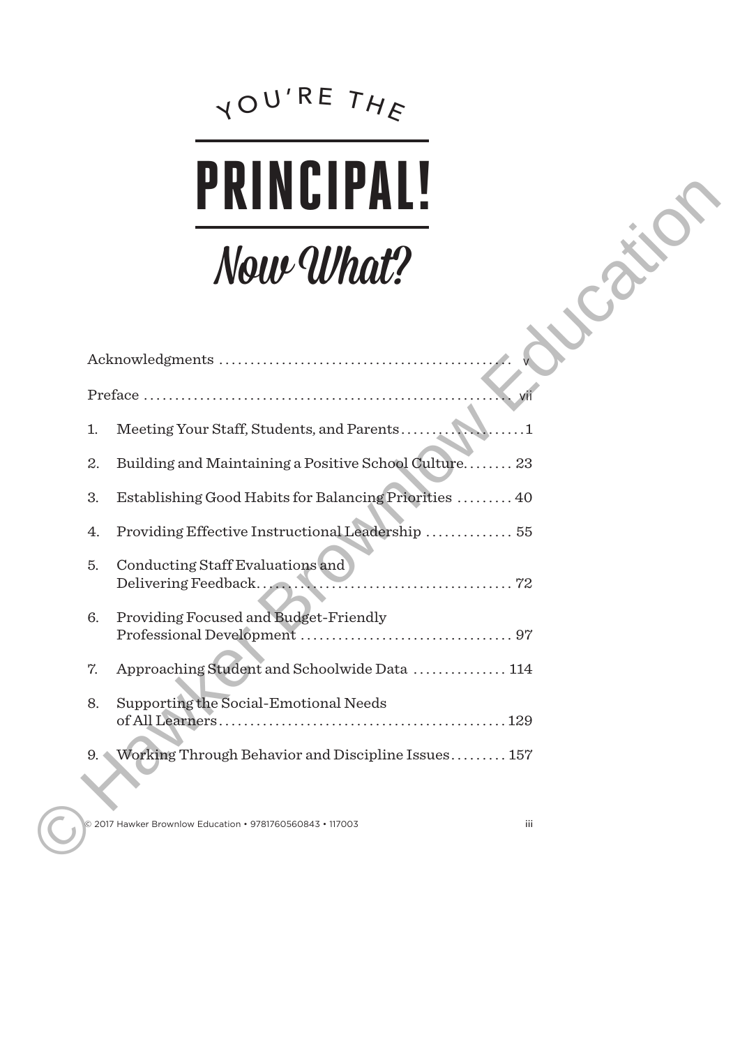# YOU'RE THE PRINCIPAL! *Now What?*

Acknowledgments ............................................. v

Preface ............................................. vii

1. Meeting Your Staff, Students, and Parents ............................................. 1
2. Building and Maintaining a Positive School Culture ............................................. 23
3. Establishing Good Habits for Balancing Priorities ............................................. 40
4. Providing Effective Instructional Leadership ............................................. 55
5. Conducting Staff Evaluations and Delivering Feedback ............................................. 72
6. Providing Focused and Budget-Friendly Professional Development ............................................. 97
7. Approaching Student and Schoolwide Data ............................................. 114
8. Supporting the Social-Emotional Needs of All Learners ............................................. 129
9. Working Through Behavior and Discipline Issues ............................................. 157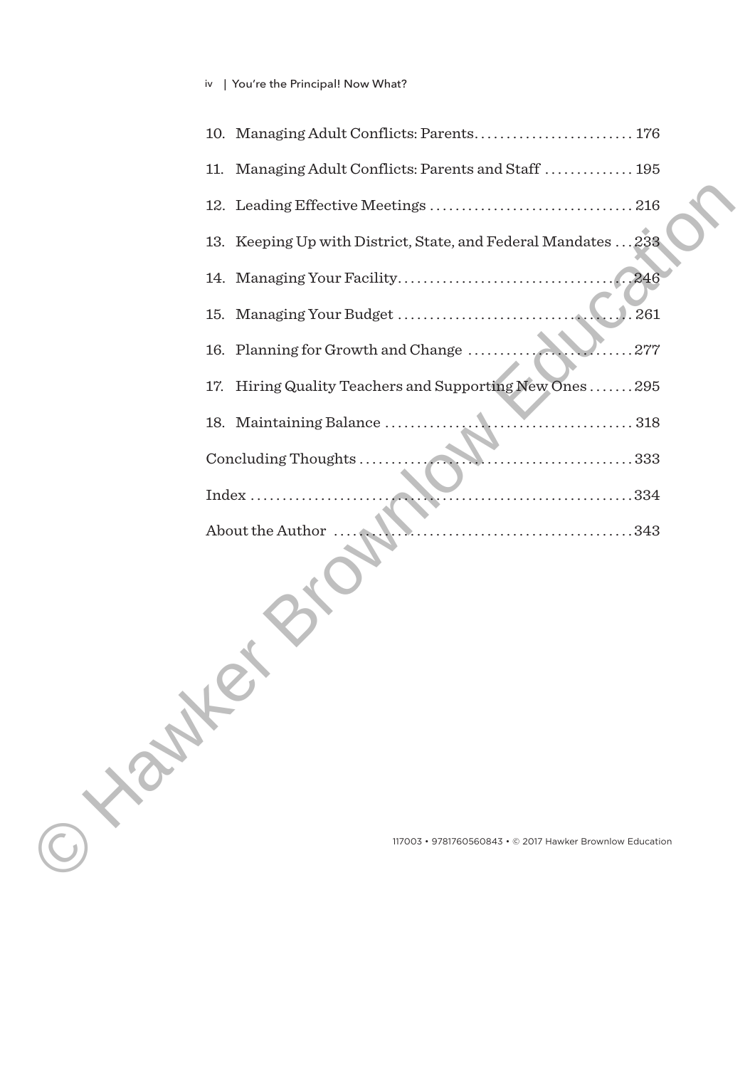10. Managing Adult Conflicts: Parents......................... 176
11. Managing Adult Conflicts: Parents and Staff .............. 195
12. Leading Effective Meetings ................................ 216
13. Keeping Up with District, State, and Federal Mandates ... 233
14. Managing Your Facility.................................... 246
15. Managing Your Budget ..................................... 261
16. Planning for Growth and Change ........................... 277
17. Hiring Quality Teachers and Supporting New Ones ....... 295
18. Maintaining Balance ...................................... 318

Concluding Thoughts ............................................ 333

Index ............................................................ 334

About the Author ............................................... 343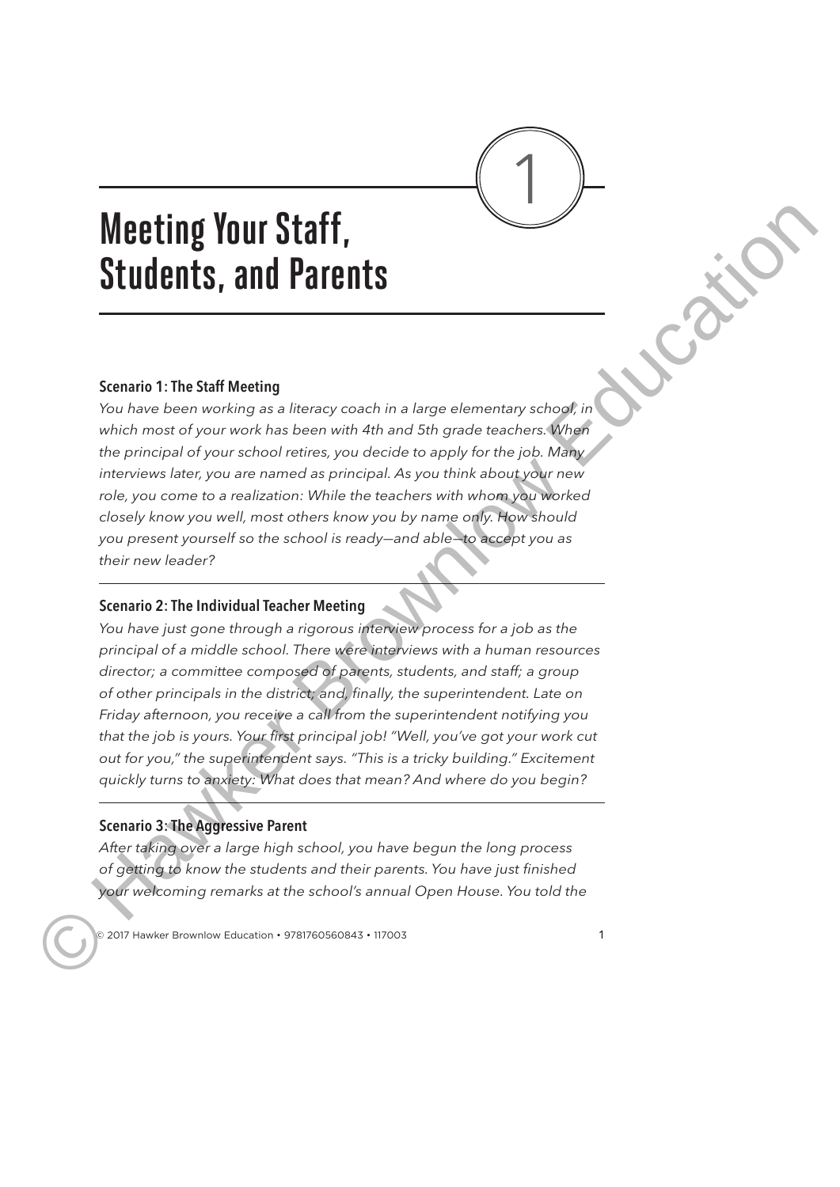# 1 Meeting Your Staff, Students, and Parents

### Scenario 1: The Staff Meeting

*You have been working as a literacy coach in a large elementary school, in which most of your work has been with 4th and 5th grade teachers. When the principal of your school retires, you decide to apply for the job. Many interviews later, you are named as principal. As you think about your new role, you come to a realization: While the teachers with whom you worked closely know you well, most others know you by name only. How should you present yourself so the school is ready—and able—to accept you as their new leader?*

### Scenario 2: The Individual Teacher Meeting

*You have just gone through a rigorous interview process for a job as the principal of a middle school. There were interviews with a human resources director; a committee composed of parents, students, and staff; a group of other principals in the district; and, finally, the superintendent. Late on Friday afternoon, you receive a call from the superintendent notifying you that the job is yours. Your first principal job! "Well, you've got your work cut out for you," the superintendent says. "This is a tricky building." Excitement quickly turns to anxiety: What does that mean? And where do you begin?*

### Scenario 3: The Aggressive Parent

*After taking over a large high school, you have begun the long process of getting to know the students and their parents. You have just finished your welcoming remarks at the school's annual Open House. You told the*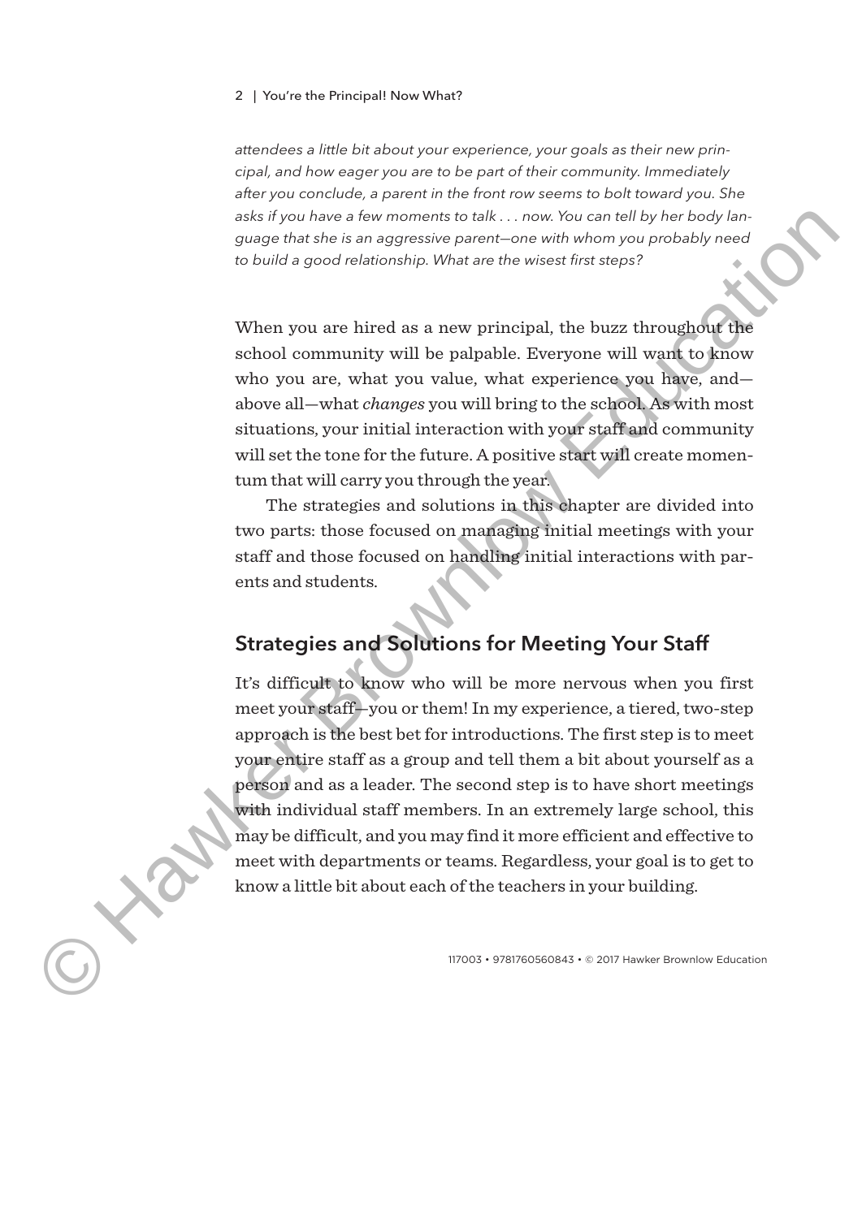*attendees a little bit about your experience, your goals as their new principal, and how eager you are to be part of their community. Immediately after you conclude, a parent in the front row seems to bolt toward you. She asks if you have a few moments to talk . . . now. You can tell by her body language that she is an aggressive parent—one with whom you probably need to build a good relationship. What are the wisest first steps?*

When you are hired as a new principal, the buzz throughout the school community will be palpable. Everyone will want to know who you are, what you value, what experience you have, and—above all—what *changes* you will bring to the school. As with most situations, your initial interaction with your staff and community will set the tone for the future. A positive start will create momentum that will carry you through the year.

The strategies and solutions in this chapter are divided into two parts: those focused on managing initial meetings with your staff and those focused on handling initial interactions with parents and students.

## Strategies and Solutions for Meeting Your Staff

It's difficult to know who will be more nervous when you first meet your staff—you or them! In my experience, a tiered, two-step approach is the best bet for introductions. The first step is to meet your entire staff as a group and tell them a bit about yourself as a person and as a leader. The second step is to have short meetings with individual staff members. In an extremely large school, this may be difficult, and you may find it more efficient and effective to meet with departments or teams. Regardless, your goal is to get to know a little bit about each of the teachers in your building.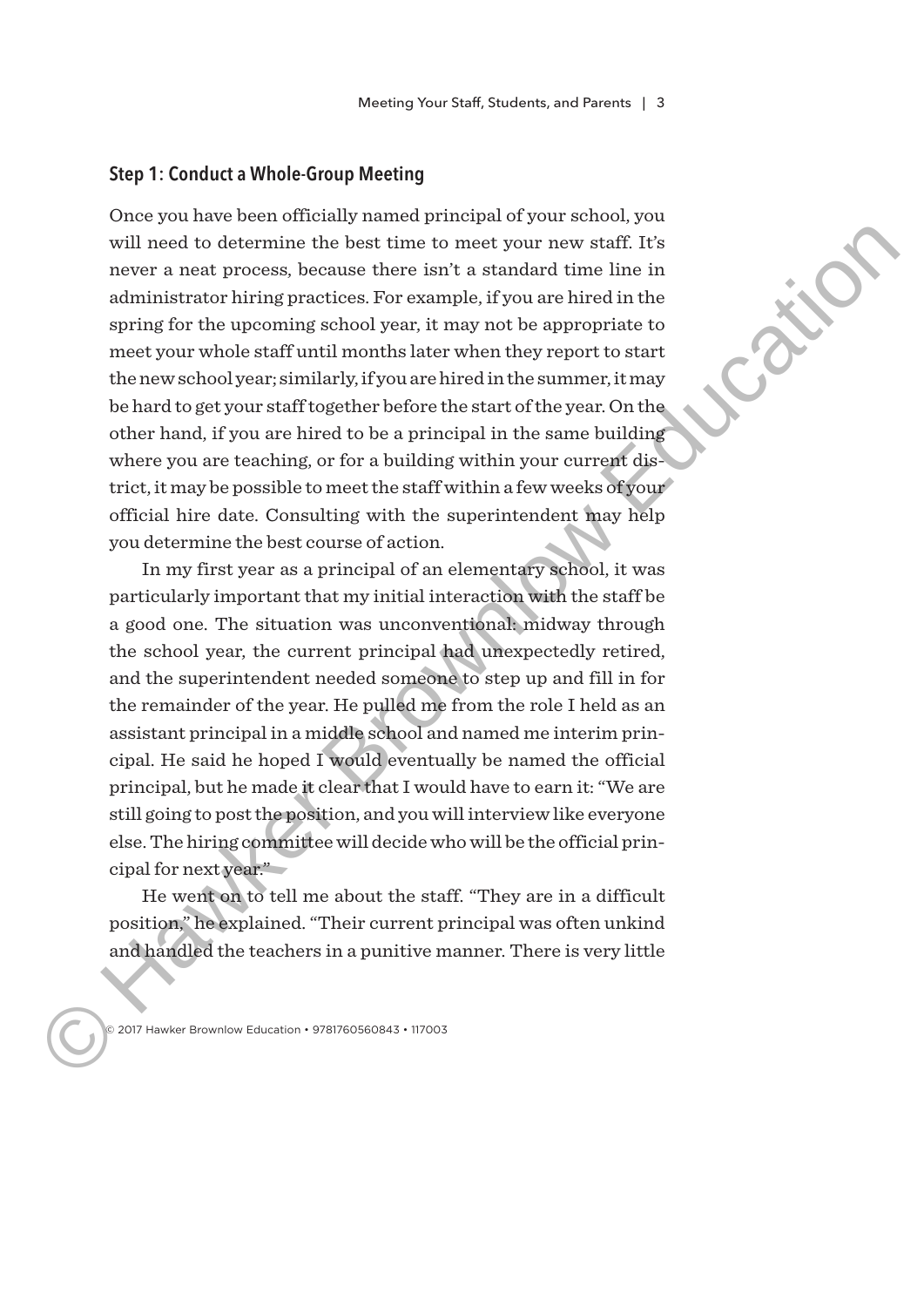## Step 1: Conduct a Whole-Group Meeting

Once you have been officially named principal of your school, you will need to determine the best time to meet your new staff. It's never a neat process, because there isn't a standard time line in administrator hiring practices. For example, if you are hired in the spring for the upcoming school year, it may not be appropriate to meet your whole staff until months later when they report to start the new school year; similarly, if you are hired in the summer, it may be hard to get your staff together before the start of the year. On the other hand, if you are hired to be a principal in the same building where you are teaching, or for a building within your current district, it may be possible to meet the staff within a few weeks of your official hire date. Consulting with the superintendent may help you determine the best course of action.

In my first year as a principal of an elementary school, it was particularly important that my initial interaction with the staff be a good one. The situation was unconventional: midway through the school year, the current principal had unexpectedly retired, and the superintendent needed someone to step up and fill in for the remainder of the year. He pulled me from the role I held as an assistant principal in a middle school and named me interim principal. He said he hoped I would eventually be named the official principal, but he made it clear that I would have to earn it: "We are still going to post the position, and you will interview like everyone else. The hiring committee will decide who will be the official principal for next year."

He went on to tell me about the staff. "They are in a difficult position," he explained. "Their current principal was often unkind and handled the teachers in a punitive manner. There is very little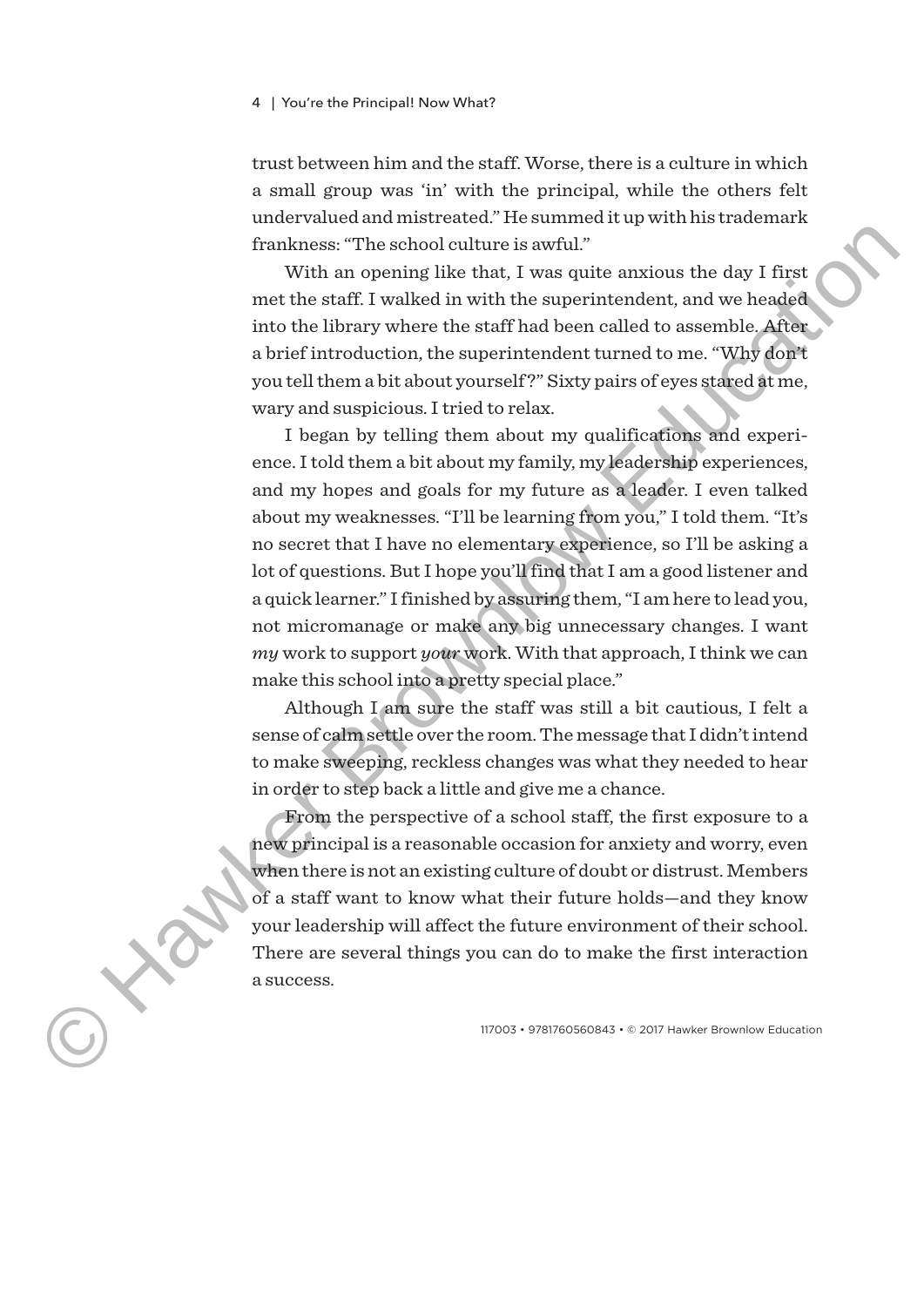trust between him and the staff. Worse, there is a culture in which a small group was 'in' with the principal, while the others felt undervalued and mistreated." He summed it up with his trademark frankness: "The school culture is awful."

With an opening like that, I was quite anxious the day I first met the staff. I walked in with the superintendent, and we headed into the library where the staff had been called to assemble. After a brief introduction, the superintendent turned to me. "Why don't you tell them a bit about yourself?" Sixty pairs of eyes stared at me, wary and suspicious. I tried to relax.

I began by telling them about my qualifications and experience. I told them a bit about my family, my leadership experiences, and my hopes and goals for my future as a leader. I even talked about my weaknesses. "I'll be learning from you," I told them. "It's no secret that I have no elementary experience, so I'll be asking a lot of questions. But I hope you'll find that I am a good listener and a quick learner." I finished by assuring them, "I am here to lead you, not micromanage or make any big unnecessary changes. I want *my* work to support *your* work. With that approach, I think we can make this school into a pretty special place."

Although I am sure the staff was still a bit cautious, I felt a sense of calm settle over the room. The message that I didn't intend to make sweeping, reckless changes was what they needed to hear in order to step back a little and give me a chance.

From the perspective of a school staff, the first exposure to a new principal is a reasonable occasion for anxiety and worry, even when there is not an existing culture of doubt or distrust. Members of a staff want to know what their future holds—and they know your leadership will affect the future environment of their school. There are several things you can do to make the first interaction a success.